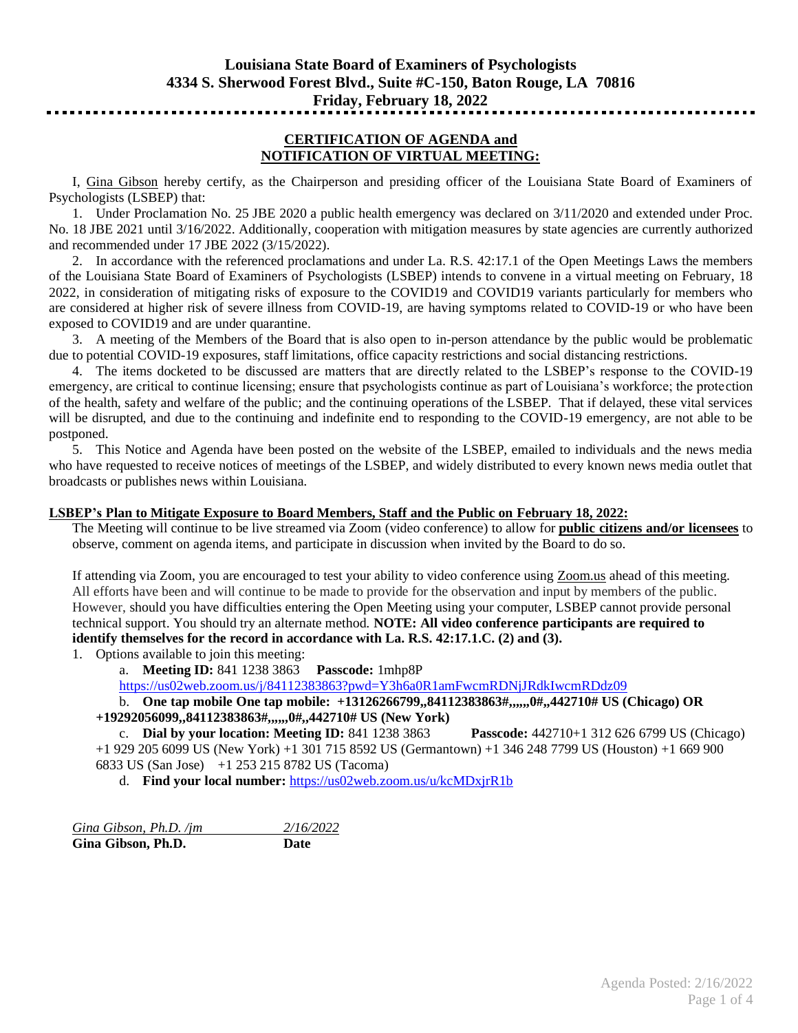**Louisiana State Board of Examiners of Psychologists**
**4334 S. Sherwood Forest Blvd., Suite #C-150, Baton Rouge, LA 70816**
**Friday, February 18, 2022**

---

## CERTIFICATION OF AGENDA and NOTIFICATION OF VIRTUAL MEETING:

I, Gina Gibson hereby certify, as the Chairperson and presiding officer of the Louisiana State Board of Examiners of Psychologists (LSBEP) that:

1. Under Proclamation No. 25 JBE 2020 a public health emergency was declared on 3/11/2020 and extended under Proc. No. 18 JBE 2021 until 3/16/2022. Additionally, cooperation with mitigation measures by state agencies are currently authorized and recommended under 17 JBE 2022 (3/15/2022).
2. In accordance with the referenced proclamations and under La. R.S. 42:17.1 of the Open Meetings Laws the members of the Louisiana State Board of Examiners of Psychologists (LSBEP) intends to convene in a virtual meeting on February, 18 2022, in consideration of mitigating risks of exposure to the COVID19 and COVID19 variants particularly for members who are considered at higher risk of severe illness from COVID-19, are having symptoms related to COVID-19 or who have been exposed to COVID19 and are under quarantine.
3. A meeting of the Members of the Board that is also open to in-person attendance by the public would be problematic due to potential COVID-19 exposures, staff limitations, office capacity restrictions and social distancing restrictions.
4. The items docketed to be discussed are matters that are directly related to the LSBEP's response to the COVID-19 emergency, are critical to continue licensing; ensure that psychologists continue as part of Louisiana's workforce; the protection of the health, safety and welfare of the public; and the continuing operations of the LSBEP. That if delayed, these vital services will be disrupted, and due to the continuing and indefinite end to responding to the COVID-19 emergency, are not able to be postponed.
5. This Notice and Agenda have been posted on the website of the LSBEP, emailed to individuals and the news media who have requested to receive notices of meetings of the LSBEP, and widely distributed to every known news media outlet that broadcasts or publishes news within Louisiana.

**LSBEP's Plan to Mitigate Exposure to Board Members, Staff and the Public on February 18, 2022:**

The Meeting will continue to be live streamed via Zoom (video conference) to allow for **public citizens and/or licensees** to observe, comment on agenda items, and participate in discussion when invited by the Board to do so.

If attending via Zoom, you are encouraged to test your ability to video conference using Zoom.us ahead of this meeting. All efforts have been and will continue to be made to provide for the observation and input by members of the public. However, should you have difficulties entering the Open Meeting using your computer, LSBEP cannot provide personal technical support. You should try an alternate method. **NOTE: All video conference participants are required to identify themselves for the record in accordance with La. R.S. 42:17.1.C. (2) and (3).**

1. Options available to join this meeting:
   a. **Meeting ID:** 841 1238 3863 **Passcode:** 1mhp8P
   https://us02web.zoom.us/j/84112383863?pwd=Y3h6a0R1amFwcmRDNjJRdkIwcmRDdz09
   b. **One tap mobile One tap mobile: +13126266799,,84112383863#,,,,,,0#,,442710# US (Chicago) OR +19292056099,,84112383863#,,,,,,0#,,442710# US (New York)**
   c. **Dial by your location: Meeting ID:** 841 1238 3863 **Passcode:** 442710+1 312 626 6799 US (Chicago) +1 929 205 6099 US (New York) +1 301 715 8592 US (Germantown) +1 346 248 7799 US (Houston) +1 669 900 6833 US (San Jose) +1 253 215 8782 US (Tacoma)
   d. **Find your local number:** https://us02web.zoom.us/u/kcMDxjrR1b

*Gina Gibson, Ph.D. /jm* — *2/16/2022*
**Gina Gibson, Ph.D.** — **Date**

Agenda Posted: 2/16/2022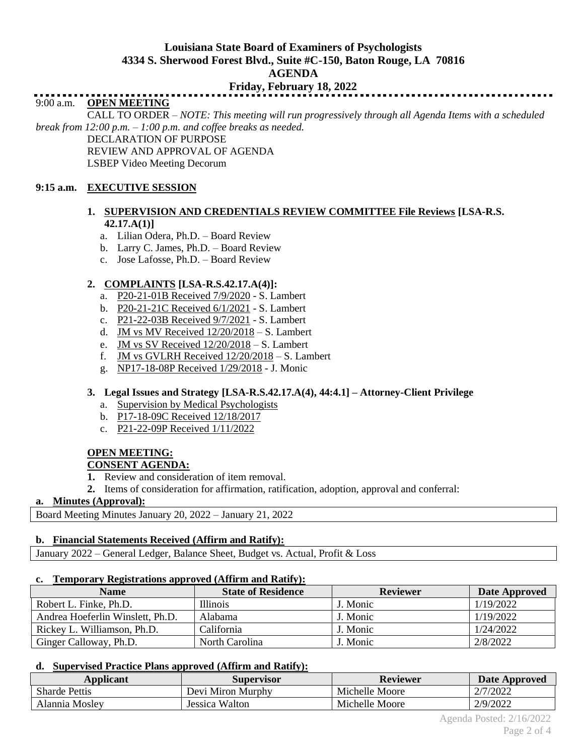**Louisiana State Board of Examiners of Psychologists**
**4334 S. Sherwood Forest Blvd., Suite #C-150, Baton Rouge, LA 70816**
**AGENDA**
**Friday, February 18, 2022**

9:00 a.m. **OPEN MEETING**

CALL TO ORDER – *NOTE: This meeting will run progressively through all Agenda Items with a scheduled break from 12:00 p.m. – 1:00 p.m. and coffee breaks as needed.*

DECLARATION OF PURPOSE

REVIEW AND APPROVAL OF AGENDA

LSBEP Video Meeting Decorum

**9:15 a.m. EXECUTIVE SESSION**

1. **SUPERVISION AND CREDENTIALS REVIEW COMMITTEE File Reviews [LSA-R.S. 42.17.A(1)]**
   a. Lilian Odera, Ph.D. – Board Review
   b. Larry C. James, Ph.D. – Board Review
   c. Jose Lafosse, Ph.D. – Board Review

2. **COMPLAINTS [LSA-R.S.42.17.A(4)]:**
   a. P20-21-01B Received 7/9/2020 - S. Lambert
   b. P20-21-21C Received 6/1/2021 - S. Lambert
   c. P21-22-03B Received 9/7/2021 - S. Lambert
   d. JM vs MV Received 12/20/2018 – S. Lambert
   e. JM vs SV Received 12/20/2018 – S. Lambert
   f. JM vs GVLRH Received 12/20/2018 – S. Lambert
   g. NP17-18-08P Received 1/29/2018 - J. Monic

3. **Legal Issues and Strategy [LSA-R.S.42.17.A(4), 44:4.1] – Attorney-Client Privilege**
   a. Supervision by Medical Psychologists
   b. P17-18-09C Received 12/18/2017
   c. P21-22-09P Received 1/11/2022

**OPEN MEETING:**

**CONSENT AGENDA:**

1. Review and consideration of item removal.
2. Items of consideration for affirmation, ratification, adoption, approval and conferral:

**a. Minutes (Approval):**

Board Meeting Minutes January 20, 2022 – January 21, 2022

**b. Financial Statements Received (Affirm and Ratify):**

January 2022 – General Ledger, Balance Sheet, Budget vs. Actual, Profit & Loss

**c. Temporary Registrations approved (Affirm and Ratify):**

| Name | State of Residence | Reviewer | Date Approved |
|---|---|---|---|
| Robert L. Finke, Ph.D. | Illinois | J. Monic | 1/19/2022 |
| Andrea Hoeferlin Winslett, Ph.D. | Alabama | J. Monic | 1/19/2022 |
| Rickey L. Williamson, Ph.D. | California | J. Monic | 1/24/2022 |
| Ginger Calloway, Ph.D. | North Carolina | J. Monic | 2/8/2022 |

**d. Supervised Practice Plans approved (Affirm and Ratify):**

| Applicant | Supervisor | Reviewer | Date Approved |
|---|---|---|---|
| Sharde Pettis | Devi Miron Murphy | Michelle Moore | 2/7/2022 |
| Alannia Mosley | Jessica Walton | Michelle Moore | 2/9/2022 |

Agenda Posted: 2/16/2022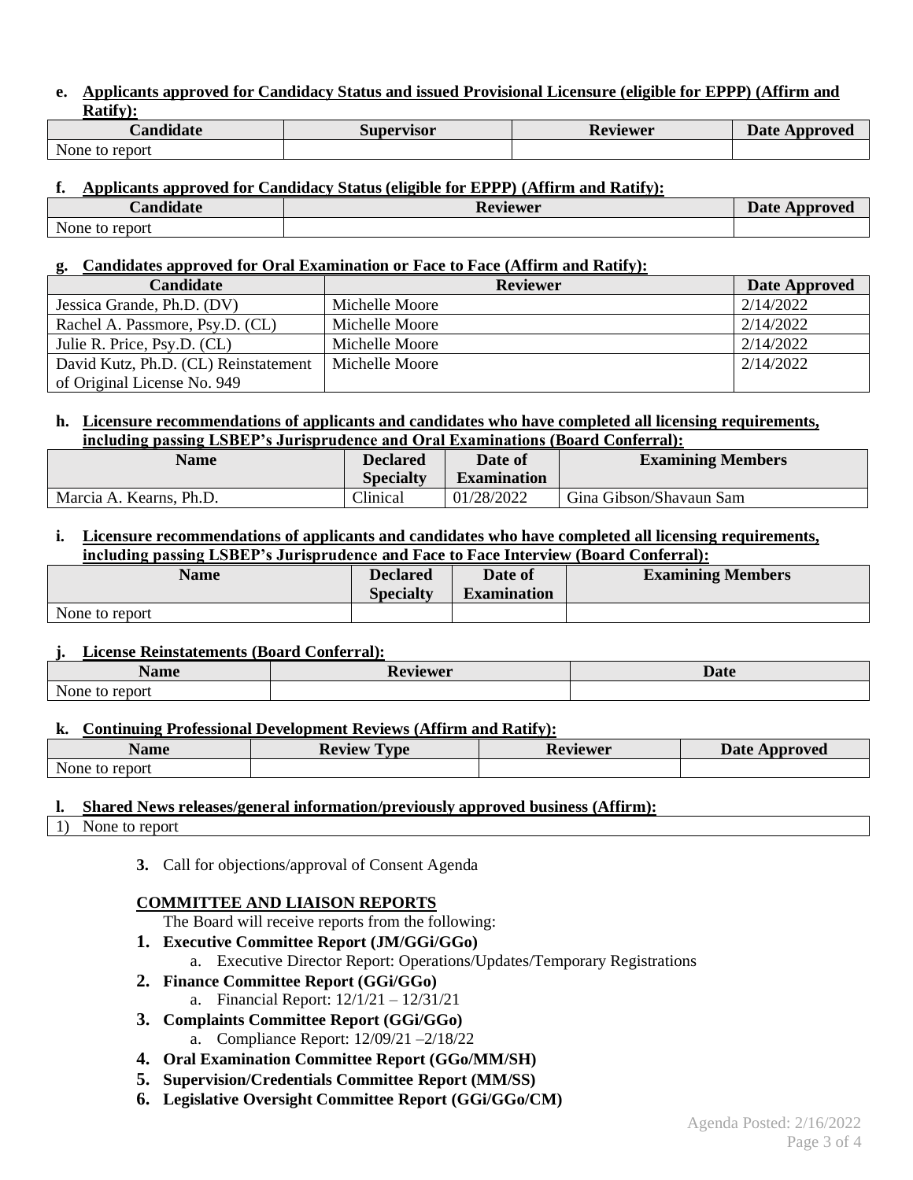**e. Applicants approved for Candidacy Status and issued Provisional Licensure (eligible for EPPP) (Affirm and Ratify):**

| Candidate | Supervisor | Reviewer | Date Approved |
|---|---|---|---|
| None to report | | | |

**f. Applicants approved for Candidacy Status (eligible for EPPP) (Affirm and Ratify):**

| Candidate | Reviewer | Date Approved |
|---|---|---|
| None to report | | |

**g. Candidates approved for Oral Examination or Face to Face (Affirm and Ratify):**

| Candidate | Reviewer | Date Approved |
|---|---|---|
| Jessica Grande, Ph.D. (DV) | Michelle Moore | 2/14/2022 |
| Rachel A. Passmore, Psy.D. (CL) | Michelle Moore | 2/14/2022 |
| Julie R. Price, Psy.D. (CL) | Michelle Moore | 2/14/2022 |
| David Kutz, Ph.D. (CL) Reinstatement of Original License No. 949 | Michelle Moore | 2/14/2022 |

**h. Licensure recommendations of applicants and candidates who have completed all licensing requirements, including passing LSBEP's Jurisprudence and Oral Examinations (Board Conferral):**

| Name | Declared Specialty | Date of Examination | Examining Members |
|---|---|---|---|
| Marcia A. Kearns, Ph.D. | Clinical | 01/28/2022 | Gina Gibson/Shavaun Sam |

**i. Licensure recommendations of applicants and candidates who have completed all licensing requirements, including passing LSBEP's Jurisprudence and Face to Face Interview (Board Conferral):**

| Name | Declared Specialty | Date of Examination | Examining Members |
|---|---|---|---|
| None to report | | | |

**j. License Reinstatements (Board Conferral):**

| Name | Reviewer | Date |
|---|---|---|
| None to report | | |

**k. Continuing Professional Development Reviews (Affirm and Ratify):**

| Name | Review Type | Reviewer | Date Approved |
|---|---|---|---|
| None to report | | | |

**l. Shared News releases/general information/previously approved business (Affirm):**

1) None to report

**3.** Call for objections/approval of Consent Agenda

## COMMITTEE AND LIAISON REPORTS

The Board will receive reports from the following:

1. **Executive Committee Report (JM/GGi/GGo)**
   a. Executive Director Report: Operations/Updates/Temporary Registrations
2. **Finance Committee Report (GGi/GGo)**
   a. Financial Report: 12/1/21 – 12/31/21
3. **Complaints Committee Report (GGi/GGo)**
   a. Compliance Report: 12/09/21 –2/18/22
4. **Oral Examination Committee Report (GGo/MM/SH)**
5. **Supervision/Credentials Committee Report (MM/SS)**
6. **Legislative Oversight Committee Report (GGi/GGo/CM)**

Agenda Posted: 2/16/2022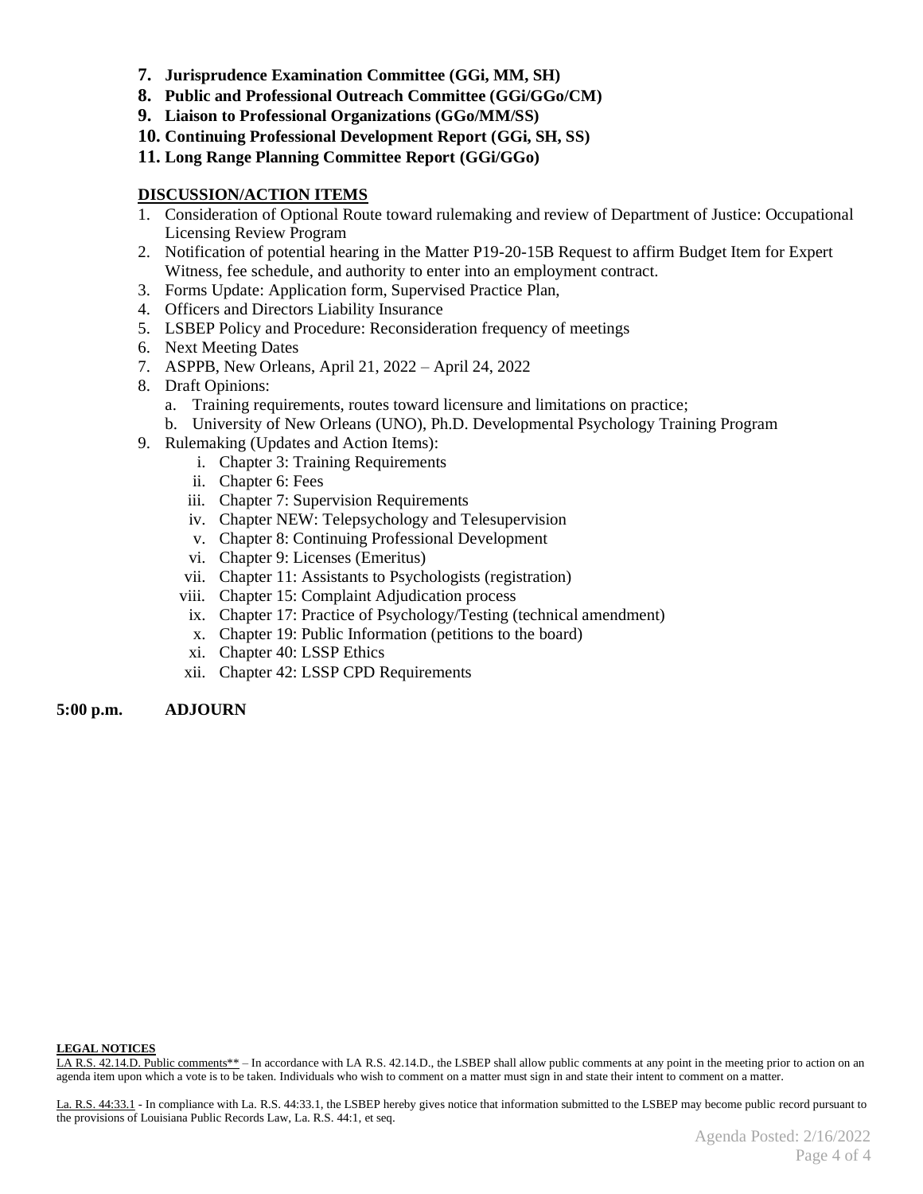7. **Jurisprudence Examination Committee (GGi, MM, SH)**
8. **Public and Professional Outreach Committee (GGi/GGo/CM)**
9. **Liaison to Professional Organizations (GGo/MM/SS)**
10. **Continuing Professional Development Report (GGi, SH, SS)**
11. **Long Range Planning Committee Report (GGi/GGo)**

**DISCUSSION/ACTION ITEMS**

1. Consideration of Optional Route toward rulemaking and review of Department of Justice: Occupational Licensing Review Program
2. Notification of potential hearing in the Matter P19-20-15B Request to affirm Budget Item for Expert Witness, fee schedule, and authority to enter into an employment contract.
3. Forms Update: Application form, Supervised Practice Plan,
4. Officers and Directors Liability Insurance
5. LSBEP Policy and Procedure: Reconsideration frequency of meetings
6. Next Meeting Dates
7. ASPPB, New Orleans, April 21, 2022 – April 24, 2022
8. Draft Opinions:
   a. Training requirements, routes toward licensure and limitations on practice;
   b. University of New Orleans (UNO), Ph.D. Developmental Psychology Training Program
9. Rulemaking (Updates and Action Items):
   i. Chapter 3: Training Requirements
   ii. Chapter 6: Fees
   iii. Chapter 7: Supervision Requirements
   iv. Chapter NEW: Telepsychology and Telesupervision
   v. Chapter 8: Continuing Professional Development
   vi. Chapter 9: Licenses (Emeritus)
   vii. Chapter 11: Assistants to Psychologists (registration)
   viii. Chapter 15: Complaint Adjudication process
   ix. Chapter 17: Practice of Psychology/Testing (technical amendment)
   x. Chapter 19: Public Information (petitions to the board)
   xi. Chapter 40: LSSP Ethics
   xii. Chapter 42: LSSP CPD Requirements

**5:00 p.m. ADJOURN**

**LEGAL NOTICES**

LA R.S. 42.14.D. Public comments** – In accordance with LA R.S. 42.14.D., the LSBEP shall allow public comments at any point in the meeting prior to action on an agenda item upon which a vote is to be taken. Individuals who wish to comment on a matter must sign in and state their intent to comment on a matter.

La. R.S. 44:33.1 - In compliance with La. R.S. 44:33.1, the LSBEP hereby gives notice that information submitted to the LSBEP may become public record pursuant to the provisions of Louisiana Public Records Law, La. R.S. 44:1, et seq.

Agenda Posted: 2/16/2022